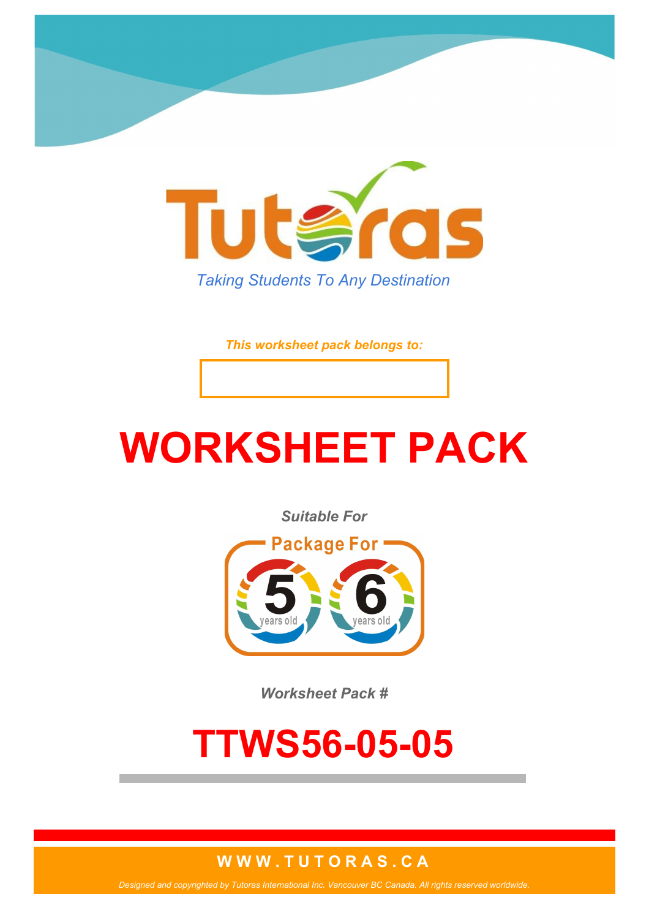Tutoras

*Taking Students To Any Destination*

***This worksheet pack belongs to:***

# WORKSHEET PACK

***Suitable For***

Package For

5 years old 6 years old

***Worksheet Pack #***

# TTWS56-05-05

**WWW.TUTORAS.CA**

*Designed and copyrighted by Tutoras International Inc. Vancouver BC Canada. All rights reserved worldwide.*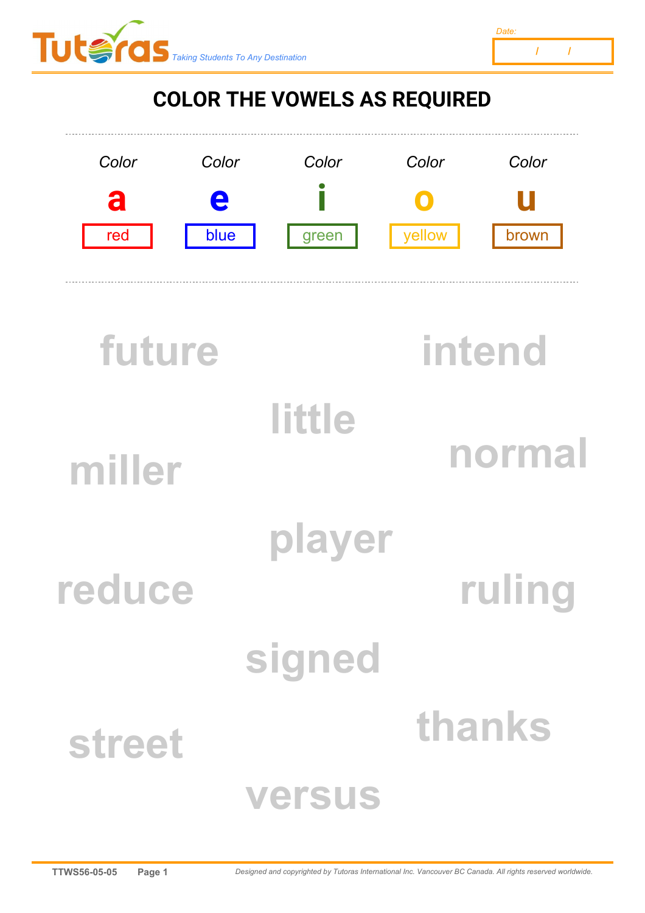# COLOR THE VOWELS AS REQUIRED

| Color | Color | Color | Color | Color |
|---|---|---|---|---|
| a | e | i | o | u |
| red | blue | green | yellow | brown |

future

intend

little

normal

miller

player

reduce

ruling

signed

thanks

street

versus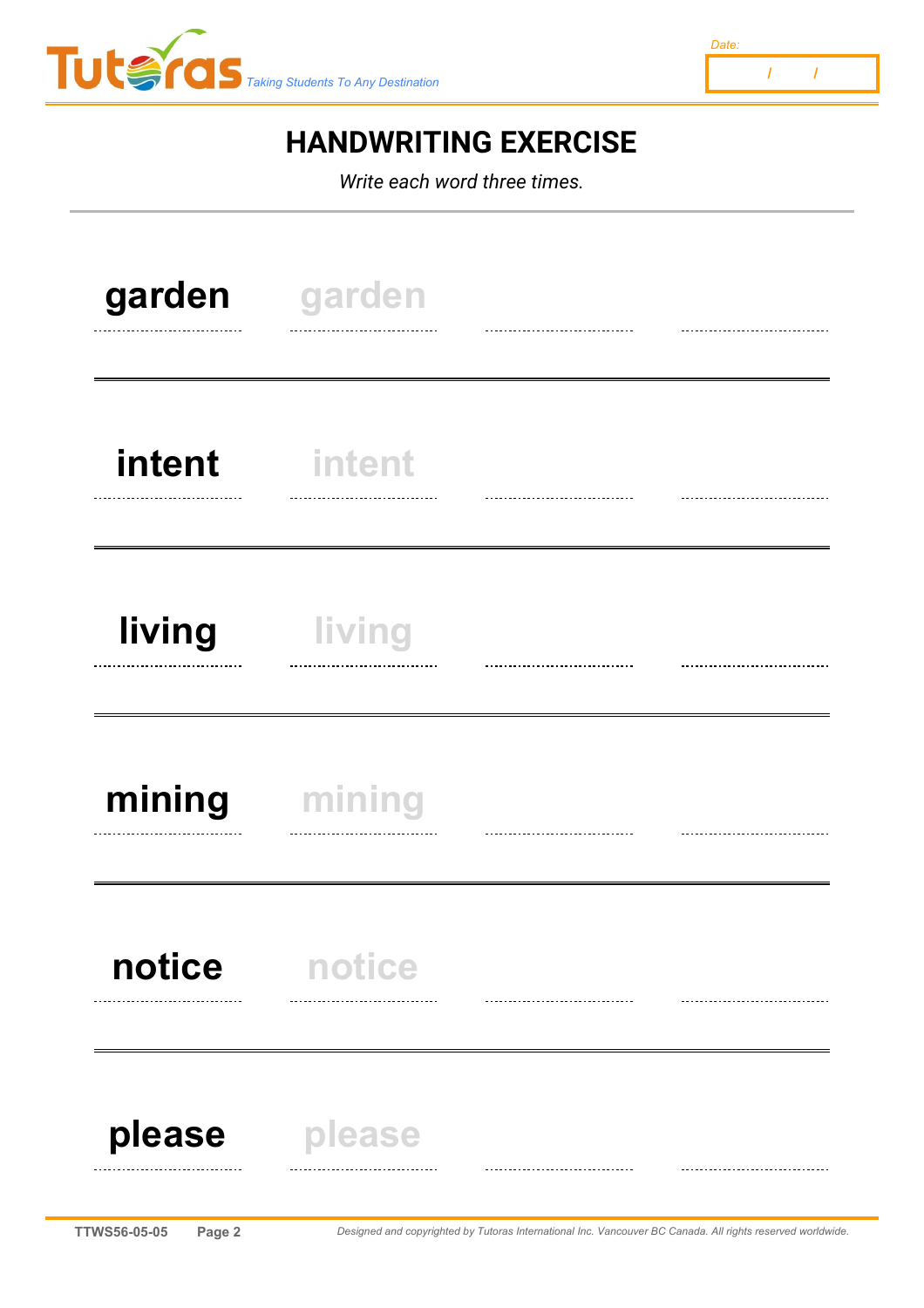Date: / /

# HANDWRITING EXERCISE

*Write each word three times.*

| | | | |
|---|---|---|---|
| **garden** | garden | | |
| **intent** | intent | | |
| **living** | living | | |
| **mining** | mining | | |
| **notice** | notice | | |
| **please** | please | | |

TTWS56-05-05

*Designed and copyrighted by Tutoras International Inc. Vancouver BC Canada. All rights reserved worldwide.*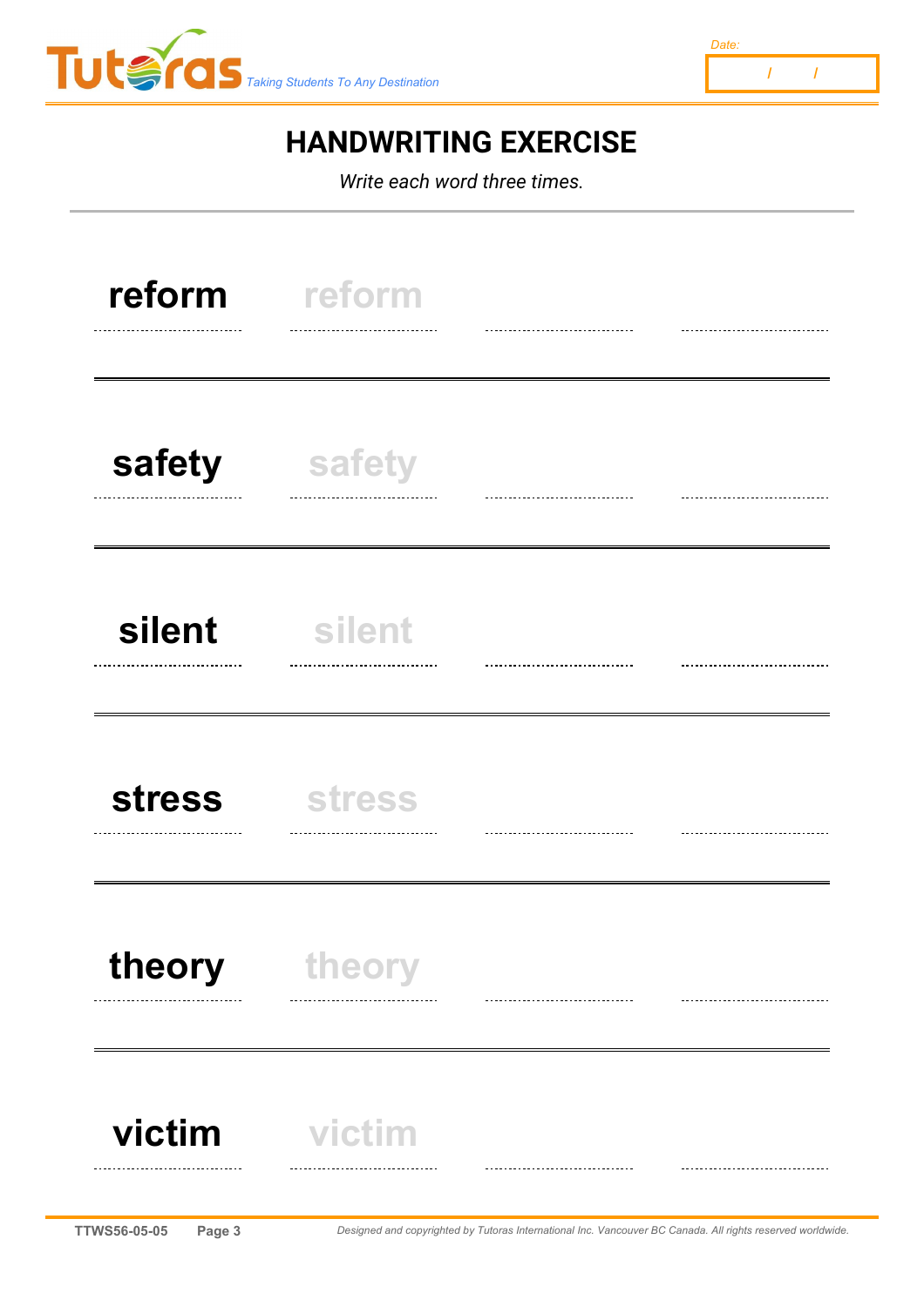Date: / /

# HANDWRITING EXERCISE

*Write each word three times.*

**reform** reform

**safety** safety

**silent** silent

**stress** stress

**theory** theory

**victim** victim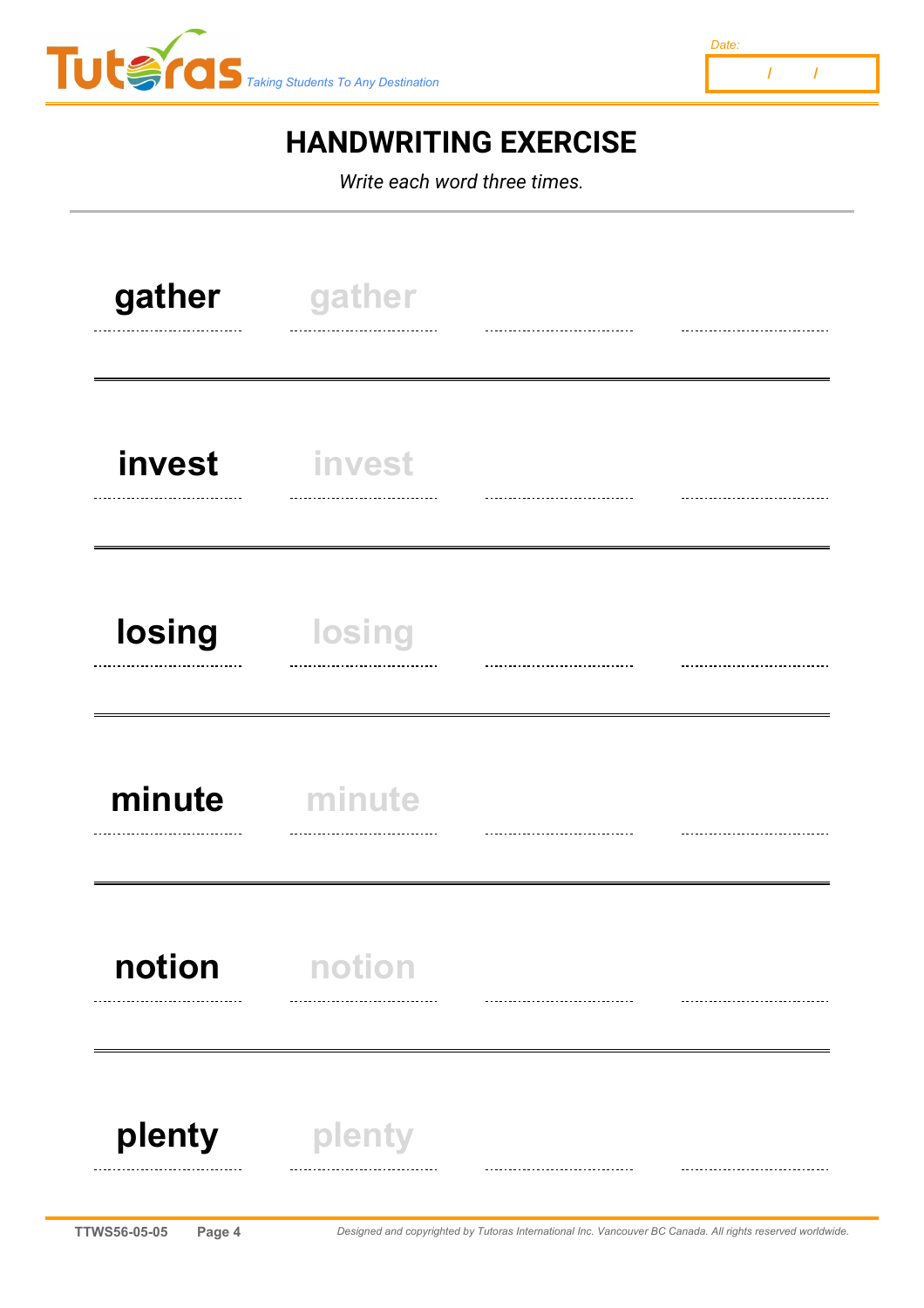Date: / /

# HANDWRITING EXERCISE

*Write each word three times.*

| | | | |
|---|---|---|---|
| **gather** | gather | | |
| **invest** | invest | | |
| **losing** | losing | | |
| **minute** | minute | | |
| **notion** | notion | | |
| **plenty** | plenty | | |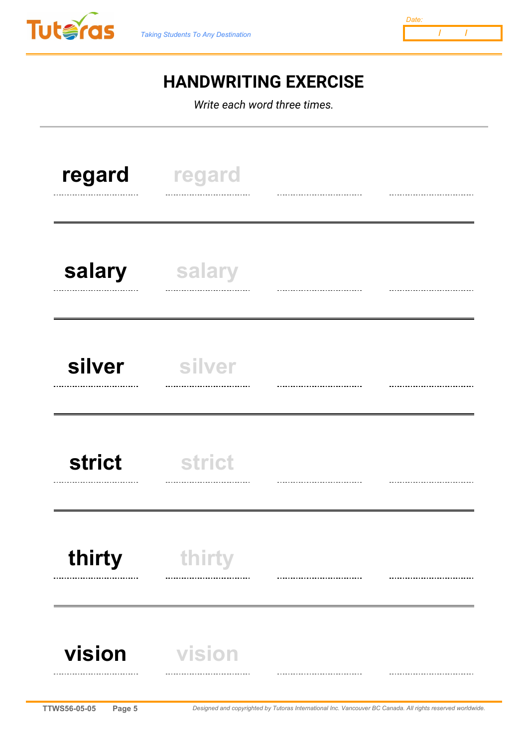Date: / /

# HANDWRITING EXERCISE

*Write each word three times.*

| | | | |
|---|---|---|---|
| **regard** | regard | | |
| **salary** | salary | | |
| **silver** | silver | | |
| **strict** | strict | | |
| **thirty** | thirty | | |
| **vision** | vision | | |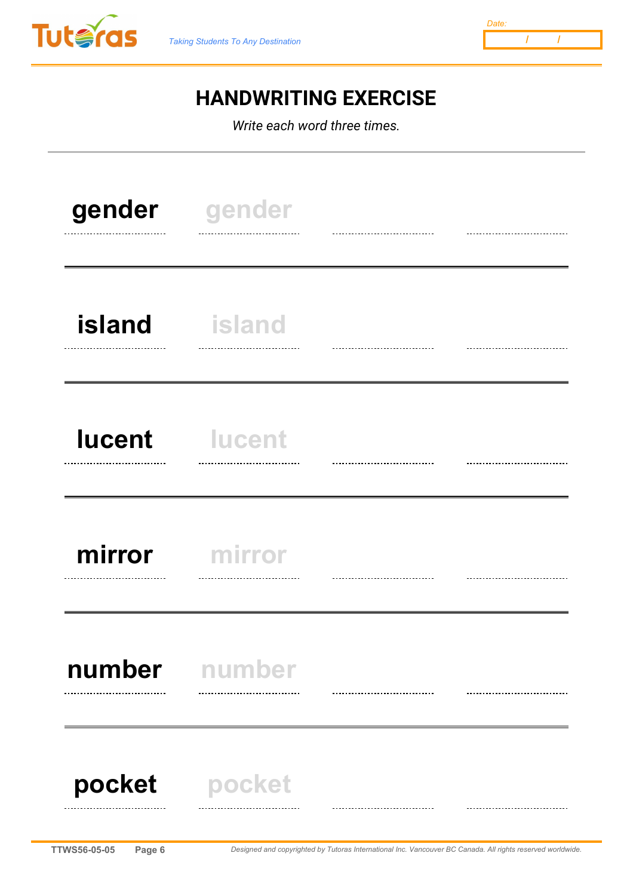# HANDWRITING EXERCISE

*Write each word three times.*

| | | | |
|---|---|---|---|
| **gender** | gender | | |
| **island** | island | | |
| **lucent** | lucent | | |
| **mirror** | mirror | | |
| **number** | number | | |
| **pocket** | pocket | | |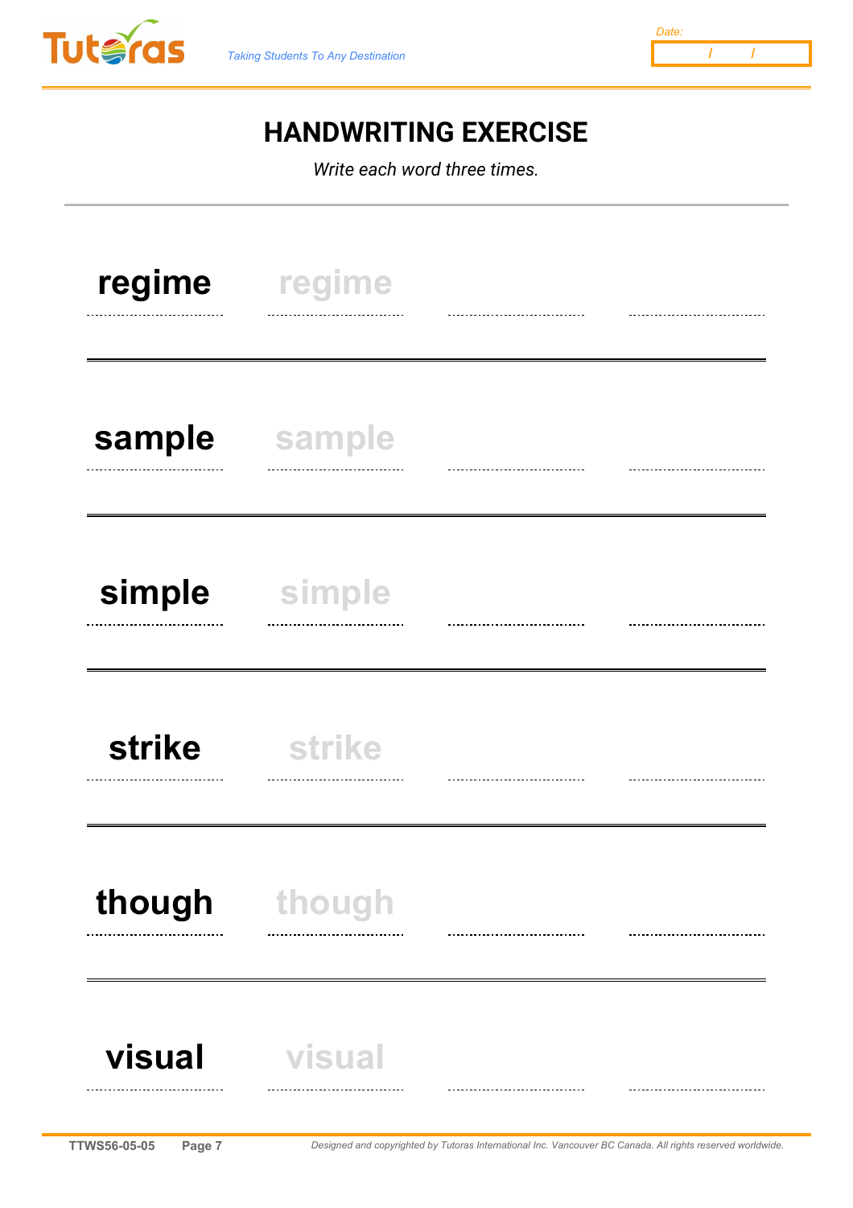# HANDWRITING EXERCISE

*Write each word three times.*

| | | | |
|---|---|---|---|
| **regime** | regime | | |
| **sample** | sample | | |
| **simple** | simple | | |
| **strike** | strike | | |
| **though** | though | | |
| **visual** | visual | | |